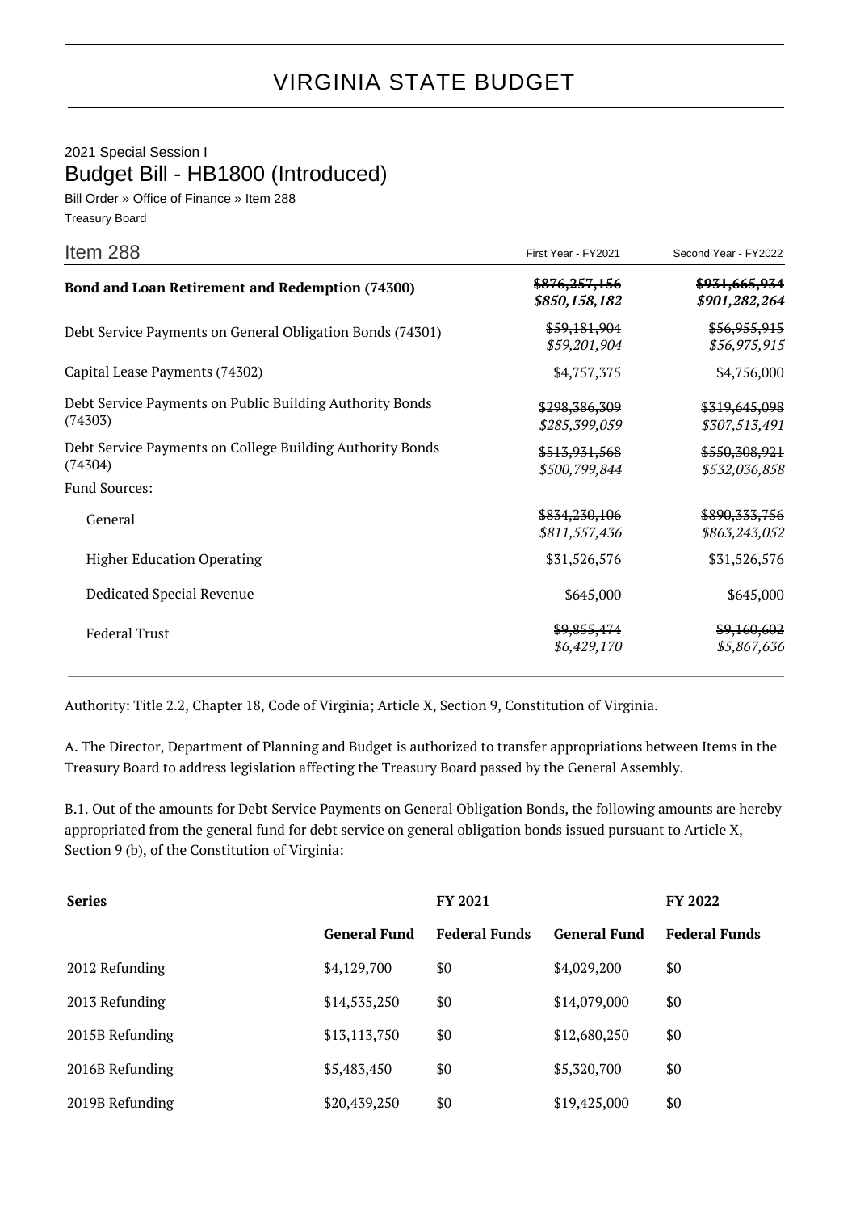# VIRGINIA STATE BUDGET

2021 Special Session I

## Budget Bill - HB1800 (Introduced)

Bill Order » Office of Finance » Item 288

Treasury Board

| Item 288 | First Year - FY2021 | Second Year - FY2022 |
|---|---|---|
| **Bond and Loan Retirement and Redemption (74300)** | ~~$876,257,156~~ *$850,158,182* | ~~$931,665,934~~ *$901,282,264* |
| Debt Service Payments on General Obligation Bonds (74301) | ~~$59,181,904~~ *$59,201,904* | ~~$56,955,915~~ *$56,975,915* |
| Capital Lease Payments (74302) | $4,757,375 | $4,756,000 |
| Debt Service Payments on Public Building Authority Bonds (74303) | ~~$298,386,309~~ *$285,399,059* | ~~$319,645,098~~ *$307,513,491* |
| Debt Service Payments on College Building Authority Bonds (74304) | ~~$513,931,568~~ *$500,799,844* | ~~$550,308,921~~ *$532,036,858* |
| Fund Sources: | | |
| General | ~~$834,230,106~~ *$811,557,436* | ~~$890,333,756~~ *$863,243,052* |
| Higher Education Operating | $31,526,576 | $31,526,576 |
| Dedicated Special Revenue | $645,000 | $645,000 |
| Federal Trust | ~~$9,855,474~~ *$6,429,170* | ~~$9,160,602~~ *$5,867,636* |

Authority: Title 2.2, Chapter 18, Code of Virginia; Article X, Section 9, Constitution of Virginia.

A. The Director, Department of Planning and Budget is authorized to transfer appropriations between Items in the Treasury Board to address legislation affecting the Treasury Board passed by the General Assembly.

B.1. Out of the amounts for Debt Service Payments on General Obligation Bonds, the following amounts are hereby appropriated from the general fund for debt service on general obligation bonds issued pursuant to Article X, Section 9 (b), of the Constitution of Virginia:

| **Series** | **FY 2021** | | **FY 2022** | |
|---|---|---|---|---|
| | **General Fund** | **Federal Funds** | **General Fund** | **Federal Funds** |
| 2012 Refunding | $4,129,700 | $0 | $4,029,200 | $0 |
| 2013 Refunding | $14,535,250 | $0 | $14,079,000 | $0 |
| 2015B Refunding | $13,113,750 | $0 | $12,680,250 | $0 |
| 2016B Refunding | $5,483,450 | $0 | $5,320,700 | $0 |
| 2019B Refunding | $20,439,250 | $0 | $19,425,000 | $0 |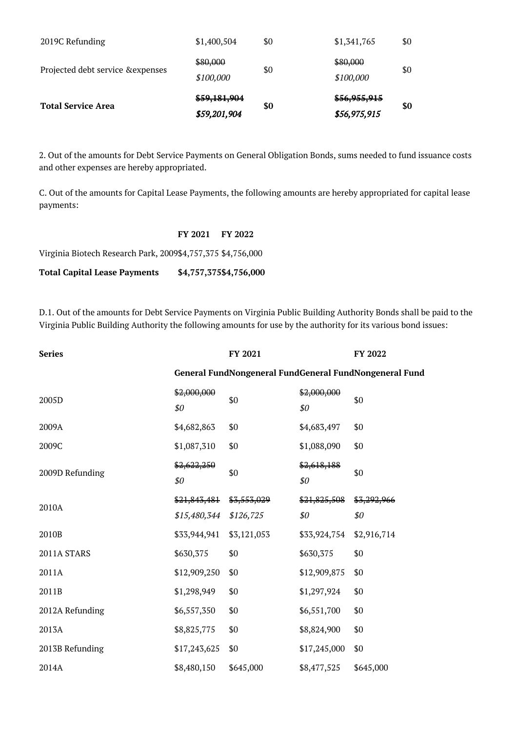| | | | | |
|---|---|---|---|---|
| 2019C Refunding | $1,400,504 | $0 | $1,341,765 | $0 |
| Projected debt service &expenses | ~~$80,000~~ *$100,000* | $0 | ~~$80,000~~ *$100,000* | $0 |
| **Total Service Area** | ~~***$59,181,904***~~ ***$59,201,904*** | **$0** | ~~***$56,955,915***~~ ***$56,975,915*** | **$0** |

2. Out of the amounts for Debt Service Payments on General Obligation Bonds, sums needed to fund issuance costs and other expenses are hereby appropriated.

C. Out of the amounts for Capital Lease Payments, the following amounts are hereby appropriated for capital lease payments:

| | **FY 2021** | **FY 2022** |
|---|---|---|
| Virginia Biotech Research Park, 2009 | $4,757,375 | $4,756,000 |
| **Total Capital Lease Payments** | **$4,757,375** | **$4,756,000** |

D.1. Out of the amounts for Debt Service Payments on Virginia Public Building Authority Bonds shall be paid to the Virginia Public Building Authority the following amounts for use by the authority for its various bond issues:

| **Series** | **FY 2021** | | **FY 2022** | |
|---|---|---|---|---|
| | **General Fund** | **Nongeneral Fund** | **General Fund** | **Nongeneral Fund** |
| 2005D | ~~$2,000,000~~ *$0* | $0 | ~~$2,000,000~~ *$0* | $0 |
| 2009A | $4,682,863 | $0 | $4,683,497 | $0 |
| 2009C | $1,087,310 | $0 | $1,088,090 | $0 |
| 2009D Refunding | ~~$2,622,250~~ *$0* | $0 | ~~$2,618,188~~ *$0* | $0 |
| 2010A | ~~$21,843,481~~ *$15,480,344* | ~~$3,553,029~~ *$126,725* | ~~$21,825,508~~ *$0* | ~~$3,292,966~~ *$0* |
| 2010B | $33,944,941 | $3,121,053 | $33,924,754 | $2,916,714 |
| 2011A STARS | $630,375 | $0 | $630,375 | $0 |
| 2011A | $12,909,250 | $0 | $12,909,875 | $0 |
| 2011B | $1,298,949 | $0 | $1,297,924 | $0 |
| 2012A Refunding | $6,557,350 | $0 | $6,551,700 | $0 |
| 2013A | $8,825,775 | $0 | $8,824,900 | $0 |
| 2013B Refunding | $17,243,625 | $0 | $17,245,000 | $0 |
| 2014A | $8,480,150 | $645,000 | $8,477,525 | $645,000 |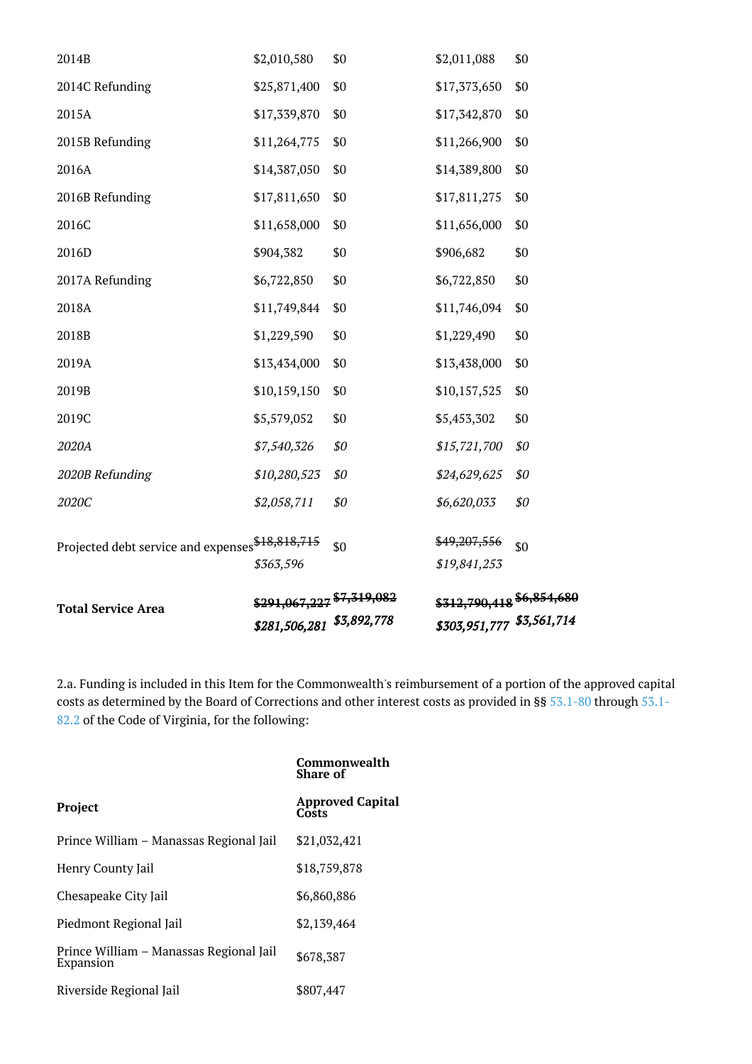| | | | | |
|---|---|---|---|---|
| 2014B | $2,010,580 | $0 | $2,011,088 | $0 |
| 2014C Refunding | $25,871,400 | $0 | $17,373,650 | $0 |
| 2015A | $17,339,870 | $0 | $17,342,870 | $0 |
| 2015B Refunding | $11,264,775 | $0 | $11,266,900 | $0 |
| 2016A | $14,387,050 | $0 | $14,389,800 | $0 |
| 2016B Refunding | $17,811,650 | $0 | $17,811,275 | $0 |
| 2016C | $11,658,000 | $0 | $11,656,000 | $0 |
| 2016D | $904,382 | $0 | $906,682 | $0 |
| 2017A Refunding | $6,722,850 | $0 | $6,722,850 | $0 |
| 2018A | $11,749,844 | $0 | $11,746,094 | $0 |
| 2018B | $1,229,590 | $0 | $1,229,490 | $0 |
| 2019A | $13,434,000 | $0 | $13,438,000 | $0 |
| 2019B | $10,159,150 | $0 | $10,157,525 | $0 |
| 2019C | $5,579,052 | $0 | $5,453,302 | $0 |
| *2020A* | *$7,540,326* | *$0* | *$15,721,700* | *$0* |
| *2020B Refunding* | *$10,280,523* | *$0* | *$24,629,625* | *$0* |
| *2020C* | *$2,058,711* | *$0* | *$6,620,033* | *$0* |
| Projected debt service and expenses | ~~$18,818,715~~ *$363,596* | $0 | ~~$49,207,556~~ *$19,841,253* | $0 |
| **Total Service Area** | ~~**$291,067,227**~~ ***$281,506,281*** | ~~**$7,319,082**~~ ***$3,892,778*** | ~~**$312,790,418**~~ ***$303,951,777*** | ~~**$6,854,680**~~ ***$3,561,714*** |

2.a. Funding is included in this Item for the Commonwealth's reimbursement of a portion of the approved capital costs as determined by the Board of Corrections and other interest costs as provided in §§ 53.1-80 through 53.1-82.2 of the Code of Virginia, for the following:

| **Project** | **Commonwealth Share of Approved Capital Costs** |
|---|---|
| Prince William – Manassas Regional Jail | $21,032,421 |
| Henry County Jail | $18,759,878 |
| Chesapeake City Jail | $6,860,886 |
| Piedmont Regional Jail | $2,139,464 |
| Prince William – Manassas Regional Jail Expansion | $678,387 |
| Riverside Regional Jail | $807,447 |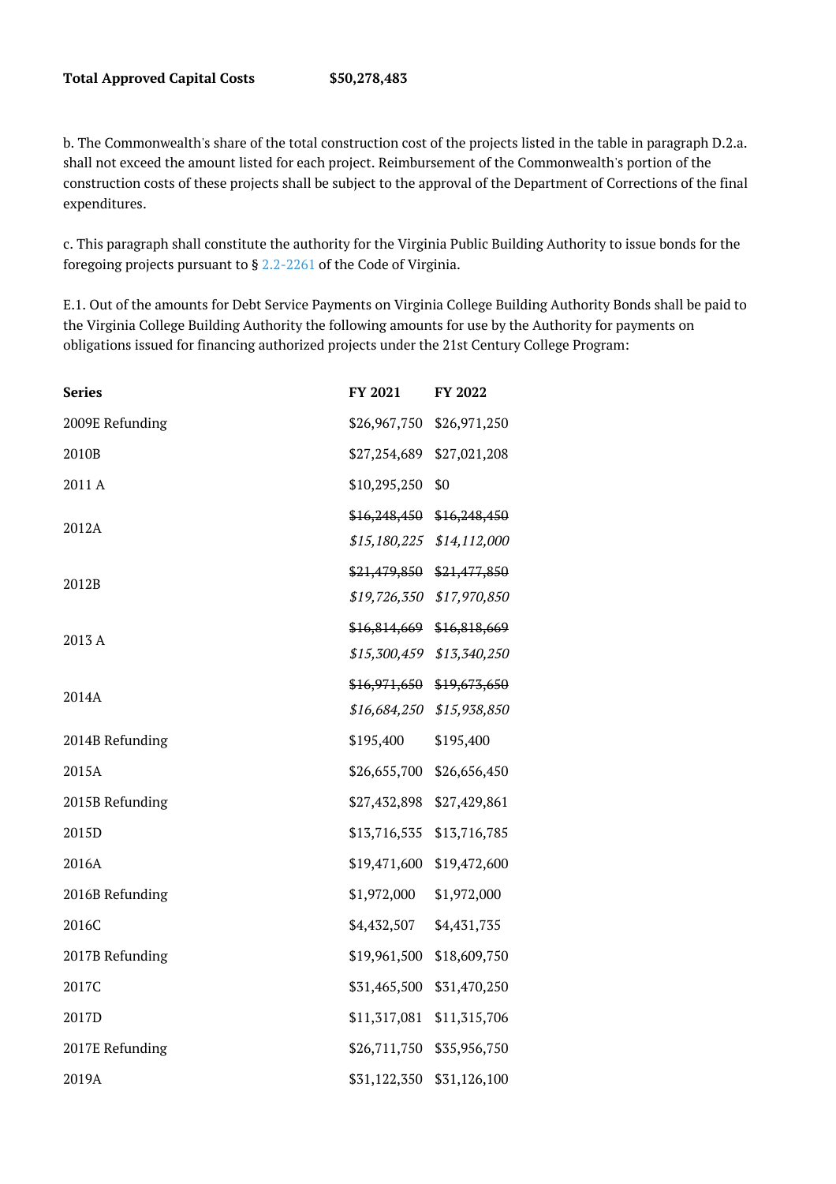**Total Approved Capital Costs** **$50,278,483**

b. The Commonwealth's share of the total construction cost of the projects listed in the table in paragraph D.2.a. shall not exceed the amount listed for each project. Reimbursement of the Commonwealth's portion of the construction costs of these projects shall be subject to the approval of the Department of Corrections of the final expenditures.

c. This paragraph shall constitute the authority for the Virginia Public Building Authority to issue bonds for the foregoing projects pursuant to § 2.2-2261 of the Code of Virginia.

E.1. Out of the amounts for Debt Service Payments on Virginia College Building Authority Bonds shall be paid to the Virginia College Building Authority the following amounts for use by the Authority for payments on obligations issued for financing authorized projects under the 21st Century College Program:

| **Series** | **FY 2021** | **FY 2022** |
|---|---|---|
| 2009E Refunding | $26,967,750 | $26,971,250 |
| 2010B | $27,254,689 | $27,021,208 |
| 2011 A | $10,295,250 | $0 |
| 2012A | ~~$16,248,450~~ *$15,180,225* | ~~$16,248,450~~ *$14,112,000* |
| 2012B | ~~$21,479,850~~ *$19,726,350* | ~~$21,477,850~~ *$17,970,850* |
| 2013 A | ~~$16,814,669~~ *$15,300,459* | ~~$16,818,669~~ *$13,340,250* |
| 2014A | ~~$16,971,650~~ *$16,684,250* | ~~$19,673,650~~ *$15,938,850* |
| 2014B Refunding | $195,400 | $195,400 |
| 2015A | $26,655,700 | $26,656,450 |
| 2015B Refunding | $27,432,898 | $27,429,861 |
| 2015D | $13,716,535 | $13,716,785 |
| 2016A | $19,471,600 | $19,472,600 |
| 2016B Refunding | $1,972,000 | $1,972,000 |
| 2016C | $4,432,507 | $4,431,735 |
| 2017B Refunding | $19,961,500 | $18,609,750 |
| 2017C | $31,465,500 | $31,470,250 |
| 2017D | $11,317,081 | $11,315,706 |
| 2017E Refunding | $26,711,750 | $35,956,750 |
| 2019A | $31,122,350 | $31,126,100 |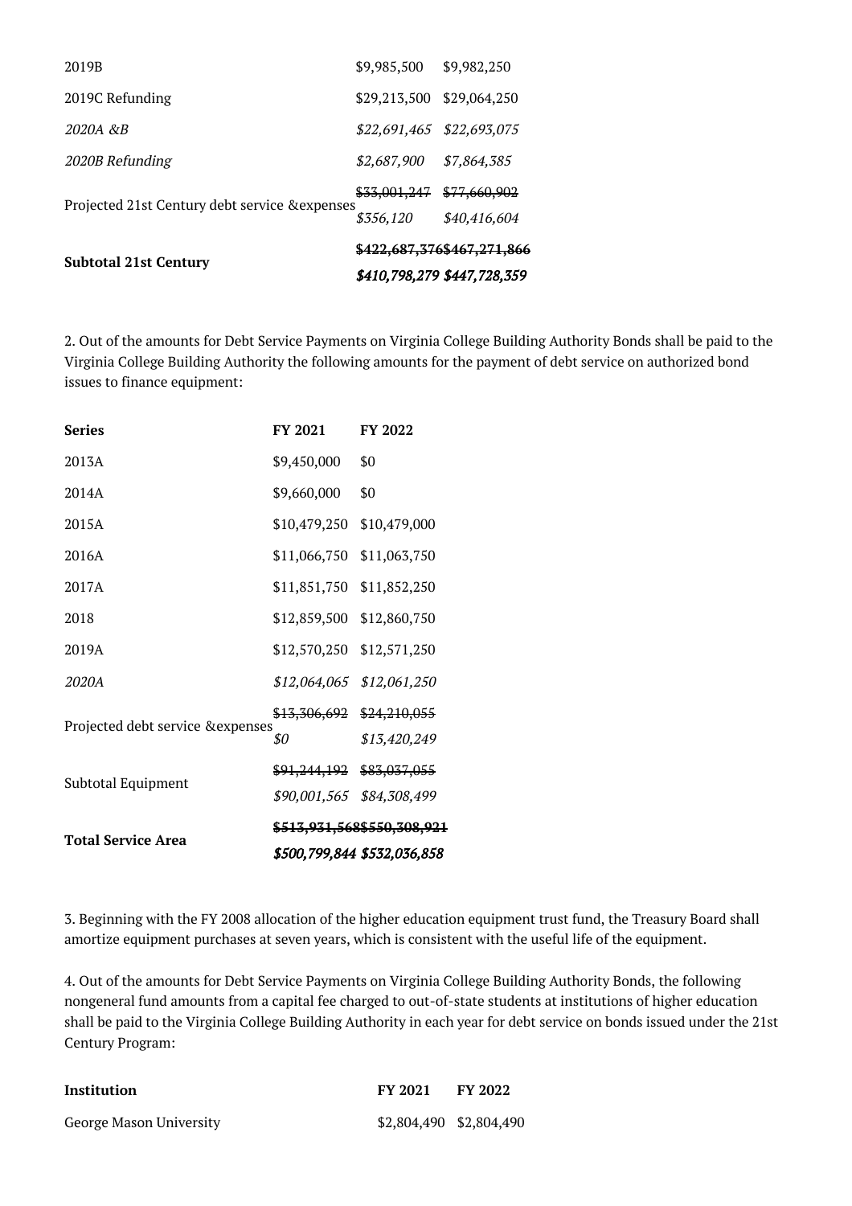| | | |
|---|---|---|
| 2019B | $9,985,500 | $9,982,250 |
| 2019C Refunding | $29,213,500 | $29,064,250 |
| *2020A &B* | *$22,691,465* | *$22,693,075* |
| *2020B Refunding* | *$2,687,900* | *$7,864,385* |
| Projected 21st Century debt service &expenses | ~~$33,001,247~~ *$356,120* | ~~$77,660,902~~ *$40,416,604* |
| **Subtotal 21st Century** | ~~**$422,687,376**~~ ***$410,798,279*** | ~~**$467,271,866**~~ ***$447,728,359*** |

2. Out of the amounts for Debt Service Payments on Virginia College Building Authority Bonds shall be paid to the Virginia College Building Authority the following amounts for the payment of debt service on authorized bond issues to finance equipment:

| **Series** | **FY 2021** | **FY 2022** |
|---|---|---|
| 2013A | $9,450,000 | $0 |
| 2014A | $9,660,000 | $0 |
| 2015A | $10,479,250 | $10,479,000 |
| 2016A | $11,066,750 | $11,063,750 |
| 2017A | $11,851,750 | $11,852,250 |
| 2018 | $12,859,500 | $12,860,750 |
| 2019A | $12,570,250 | $12,571,250 |
| *2020A* | *$12,064,065* | *$12,061,250* |
| Projected debt service &expenses | ~~$13,306,692~~ *$0* | ~~$24,210,055~~ *$13,420,249* |
| Subtotal Equipment | ~~$91,244,192~~ *$90,001,565* | ~~$83,037,055~~ *$84,308,499* |
| **Total Service Area** | ~~**$513,931,568**~~ ***$500,799,844*** | ~~**$550,308,921**~~ ***$532,036,858*** |

3. Beginning with the FY 2008 allocation of the higher education equipment trust fund, the Treasury Board shall amortize equipment purchases at seven years, which is consistent with the useful life of the equipment.

4. Out of the amounts for Debt Service Payments on Virginia College Building Authority Bonds, the following nongeneral fund amounts from a capital fee charged to out-of-state students at institutions of higher education shall be paid to the Virginia College Building Authority in each year for debt service on bonds issued under the 21st Century Program:

| **Institution** | **FY 2021** | **FY 2022** |
|---|---|---|
| George Mason University | $2,804,490 | $2,804,490 |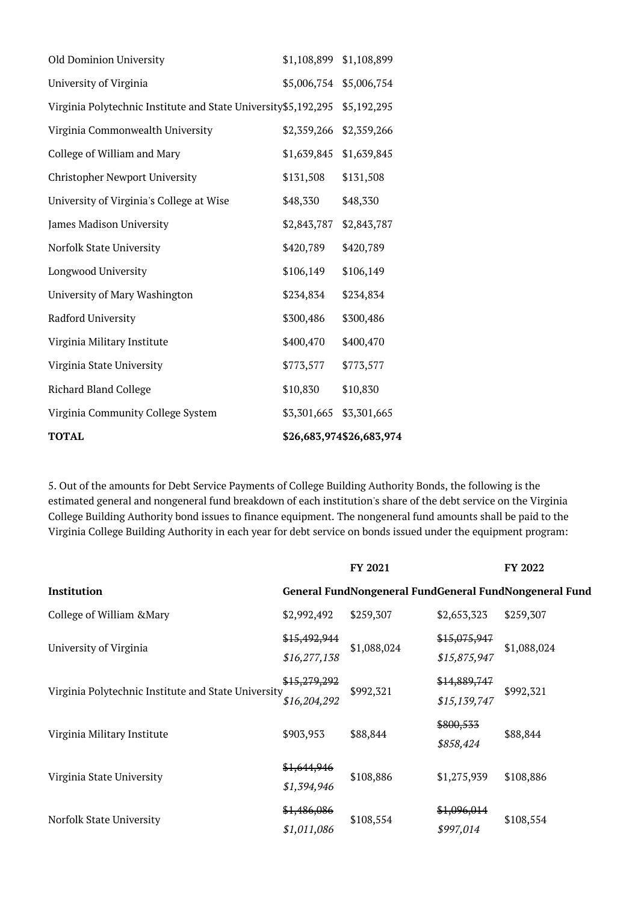| | | |
|---|---|---|
| Old Dominion University | $1,108,899 | $1,108,899 |
| University of Virginia | $5,006,754 | $5,006,754 |
| Virginia Polytechnic Institute and State University | $5,192,295 | $5,192,295 |
| Virginia Commonwealth University | $2,359,266 | $2,359,266 |
| College of William and Mary | $1,639,845 | $1,639,845 |
| Christopher Newport University | $131,508 | $131,508 |
| University of Virginia's College at Wise | $48,330 | $48,330 |
| James Madison University | $2,843,787 | $2,843,787 |
| Norfolk State University | $420,789 | $420,789 |
| Longwood University | $106,149 | $106,149 |
| University of Mary Washington | $234,834 | $234,834 |
| Radford University | $300,486 | $300,486 |
| Virginia Military Institute | $400,470 | $400,470 |
| Virginia State University | $773,577 | $773,577 |
| Richard Bland College | $10,830 | $10,830 |
| Virginia Community College System | $3,301,665 | $3,301,665 |
| **TOTAL** | **$26,683,974** | **$26,683,974** |

5. Out of the amounts for Debt Service Payments of College Building Authority Bonds, the following is the estimated general and nongeneral fund breakdown of each institution's share of the debt service on the Virginia College Building Authority bond issues to finance equipment. The nongeneral fund amounts shall be paid to the Virginia College Building Authority in each year for debt service on bonds issued under the equipment program:

| | **FY 2021** | | **FY 2022** | |
|---|---|---|---|---|
| **Institution** | **General Fund** | **Nongeneral Fund** | **General Fund** | **Nongeneral Fund** |
| College of William &Mary | $2,992,492 | $259,307 | $2,653,323 | $259,307 |
| University of Virginia | ~~$15,492,944~~ *$16,277,138* | $1,088,024 | ~~$15,075,947~~ *$15,875,947* | $1,088,024 |
| Virginia Polytechnic Institute and State University | ~~$15,279,292~~ *$16,204,292* | $992,321 | ~~$14,889,747~~ *$15,139,747* | $992,321 |
| Virginia Military Institute | $903,953 | $88,844 | ~~$800,533~~ *$858,424* | $88,844 |
| Virginia State University | ~~$1,644,946~~ *$1,394,946* | $108,886 | $1,275,939 | $108,886 |
| Norfolk State University | ~~$1,486,086~~ *$1,011,086* | $108,554 | ~~$1,096,014~~ *$997,014* | $108,554 |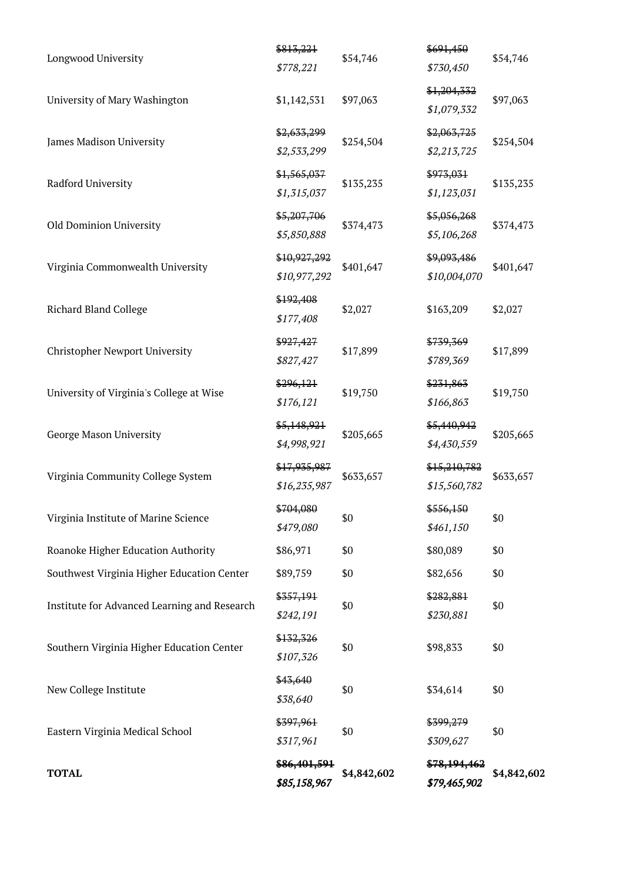| | | | | |
|---|---|---|---|---|
| Longwood University | ~~$813,221~~ *$778,221* | $54,746 | ~~$691,450~~ *$730,450* | $54,746 |
| University of Mary Washington | $1,142,531 | $97,063 | ~~$1,204,332~~ *$1,079,332* | $97,063 |
| James Madison University | ~~$2,633,299~~ *$2,533,299* | $254,504 | ~~$2,063,725~~ *$2,213,725* | $254,504 |
| Radford University | ~~$1,565,037~~ *$1,315,037* | $135,235 | ~~$973,031~~ *$1,123,031* | $135,235 |
| Old Dominion University | ~~$5,207,706~~ *$5,850,888* | $374,473 | ~~$5,056,268~~ *$5,106,268* | $374,473 |
| Virginia Commonwealth University | ~~$10,927,292~~ *$10,977,292* | $401,647 | ~~$9,093,486~~ *$10,004,070* | $401,647 |
| Richard Bland College | ~~$192,408~~ *$177,408* | $2,027 | $163,209 | $2,027 |
| Christopher Newport University | ~~$927,427~~ *$827,427* | $17,899 | ~~$739,369~~ *$789,369* | $17,899 |
| University of Virginia's College at Wise | ~~$296,121~~ *$176,121* | $19,750 | ~~$231,863~~ *$166,863* | $19,750 |
| George Mason University | ~~$5,148,921~~ *$4,998,921* | $205,665 | ~~$5,440,942~~ *$4,430,559* | $205,665 |
| Virginia Community College System | ~~$17,935,987~~ *$16,235,987* | $633,657 | ~~$15,210,782~~ *$15,560,782* | $633,657 |
| Virginia Institute of Marine Science | ~~$704,080~~ *$479,080* | $0 | ~~$556,150~~ *$461,150* | $0 |
| Roanoke Higher Education Authority | $86,971 | $0 | $80,089 | $0 |
| Southwest Virginia Higher Education Center | $89,759 | $0 | $82,656 | $0 |
| Institute for Advanced Learning and Research | ~~$357,191~~ *$242,191* | $0 | ~~$282,881~~ *$230,881* | $0 |
| Southern Virginia Higher Education Center | ~~$132,326~~ *$107,326* | $0 | $98,833 | $0 |
| New College Institute | ~~$43,640~~ *$38,640* | $0 | $34,614 | $0 |
| Eastern Virginia Medical School | ~~$397,961~~ *$317,961* | $0 | ~~$399,279~~ *$309,627* | $0 |
| **TOTAL** | **~~$86,401,591~~ *$85,158,967*** | **$4,842,602** | **~~$78,194,462~~ *$79,465,902*** | **$4,842,602** |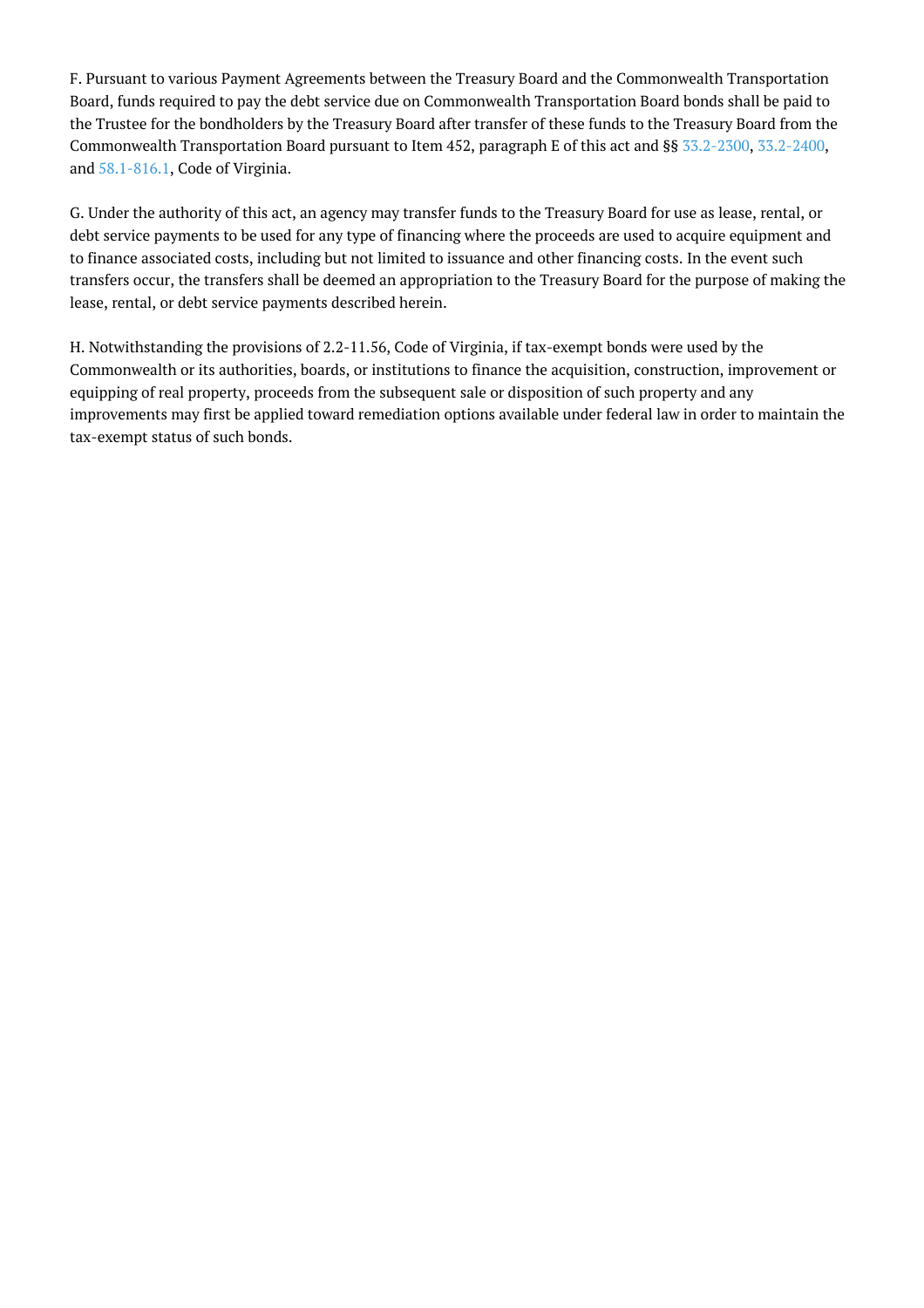F. Pursuant to various Payment Agreements between the Treasury Board and the Commonwealth Transportation Board, funds required to pay the debt service due on Commonwealth Transportation Board bonds shall be paid to the Trustee for the bondholders by the Treasury Board after transfer of these funds to the Treasury Board from the Commonwealth Transportation Board pursuant to Item 452, paragraph E of this act and §§ 33.2-2300, 33.2-2400, and 58.1-816.1, Code of Virginia.

G. Under the authority of this act, an agency may transfer funds to the Treasury Board for use as lease, rental, or debt service payments to be used for any type of financing where the proceeds are used to acquire equipment and to finance associated costs, including but not limited to issuance and other financing costs. In the event such transfers occur, the transfers shall be deemed an appropriation to the Treasury Board for the purpose of making the lease, rental, or debt service payments described herein.

H. Notwithstanding the provisions of 2.2-11.56, Code of Virginia, if tax-exempt bonds were used by the Commonwealth or its authorities, boards, or institutions to finance the acquisition, construction, improvement or equipping of real property, proceeds from the subsequent sale or disposition of such property and any improvements may first be applied toward remediation options available under federal law in order to maintain the tax-exempt status of such bonds.